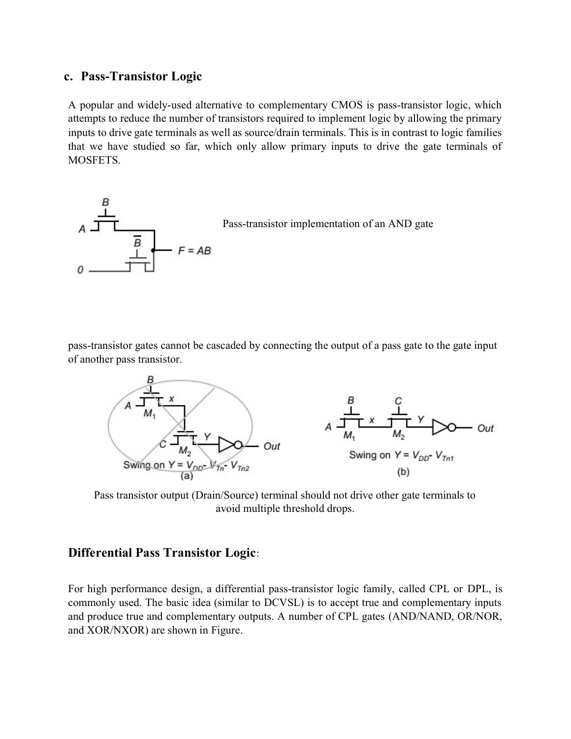## c. Pass-Transistor Logic

A popular and widely-used alternative to complementary CMOS is pass-transistor logic, which attempts to reduce the number of transistors required to implement logic by allowing the primary inputs to drive gate terminals as well as source/drain terminals. This is in contrast to logic families that we have studied so far, which only allow primary inputs to drive the gate terminals of MOSFETS.

Pass-transistor implementation of an AND gate

pass-transistor gates cannot be cascaded by connecting the output of a pass gate to the gate input of another pass transistor.

Pass transistor output (Drain/Source) terminal should not drive other gate terminals to avoid multiple threshold drops.

## Differential Pass Transistor Logic:

For high performance design, a differential pass-transistor logic family, called CPL or DPL, is commonly used. The basic idea (similar to DCVSL) is to accept true and complementary inputs and produce true and complementary outputs. A number of CPL gates (AND/NAND, OR/NOR, and XOR/NXOR) are shown in Figure.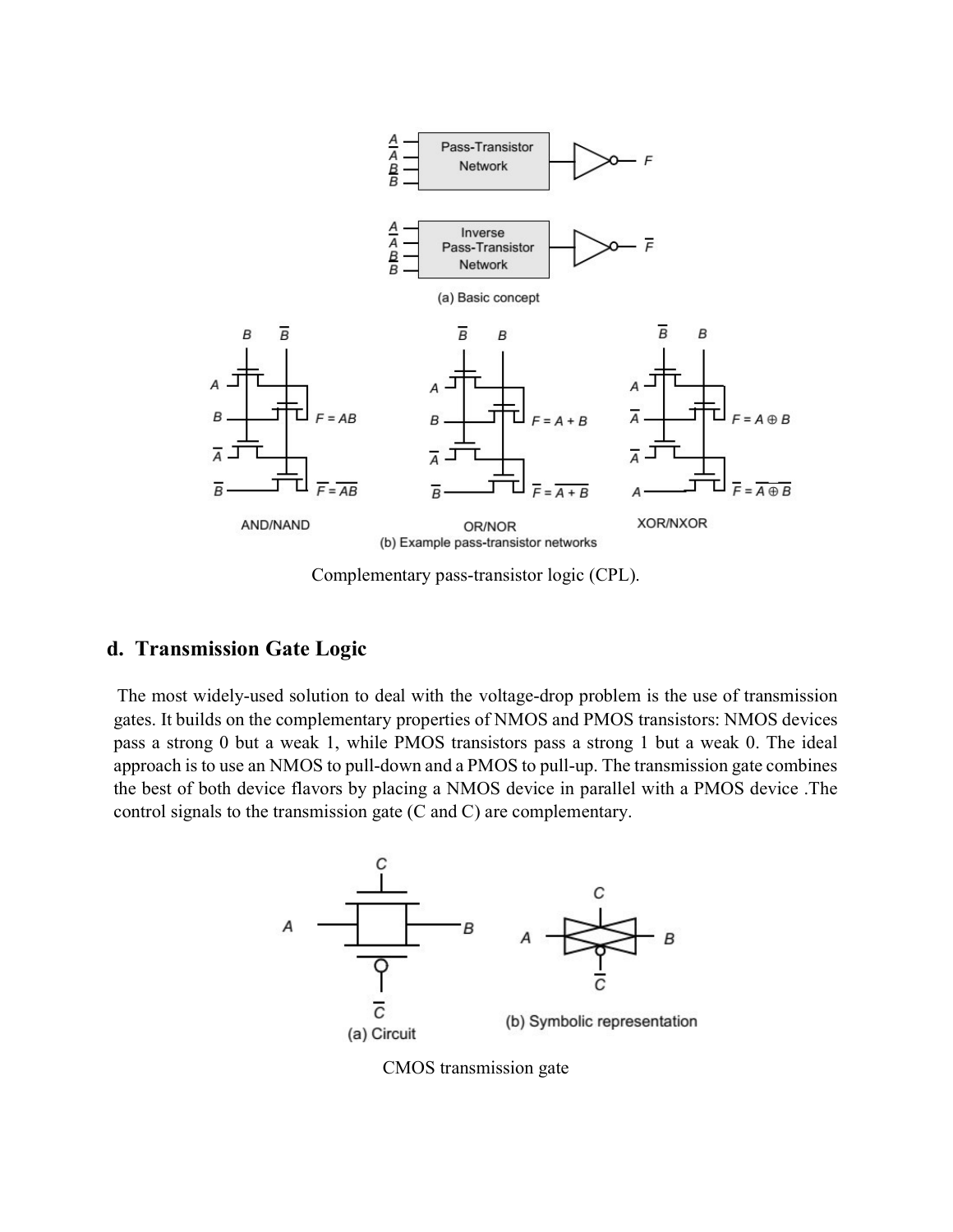Complementary pass-transistor logic (CPL).

## d. Transmission Gate Logic

The most widely-used solution to deal with the voltage-drop problem is the use of transmission gates. It builds on the complementary properties of NMOS and PMOS transistors: NMOS devices pass a strong 0 but a weak 1, while PMOS transistors pass a strong 1 but a weak 0. The ideal approach is to use an NMOS to pull-down and a PMOS to pull-up. The transmission gate combines the best of both device flavors by placing a NMOS device in parallel with a PMOS device .The control signals to the transmission gate (C and C) are complementary.

CMOS transmission gate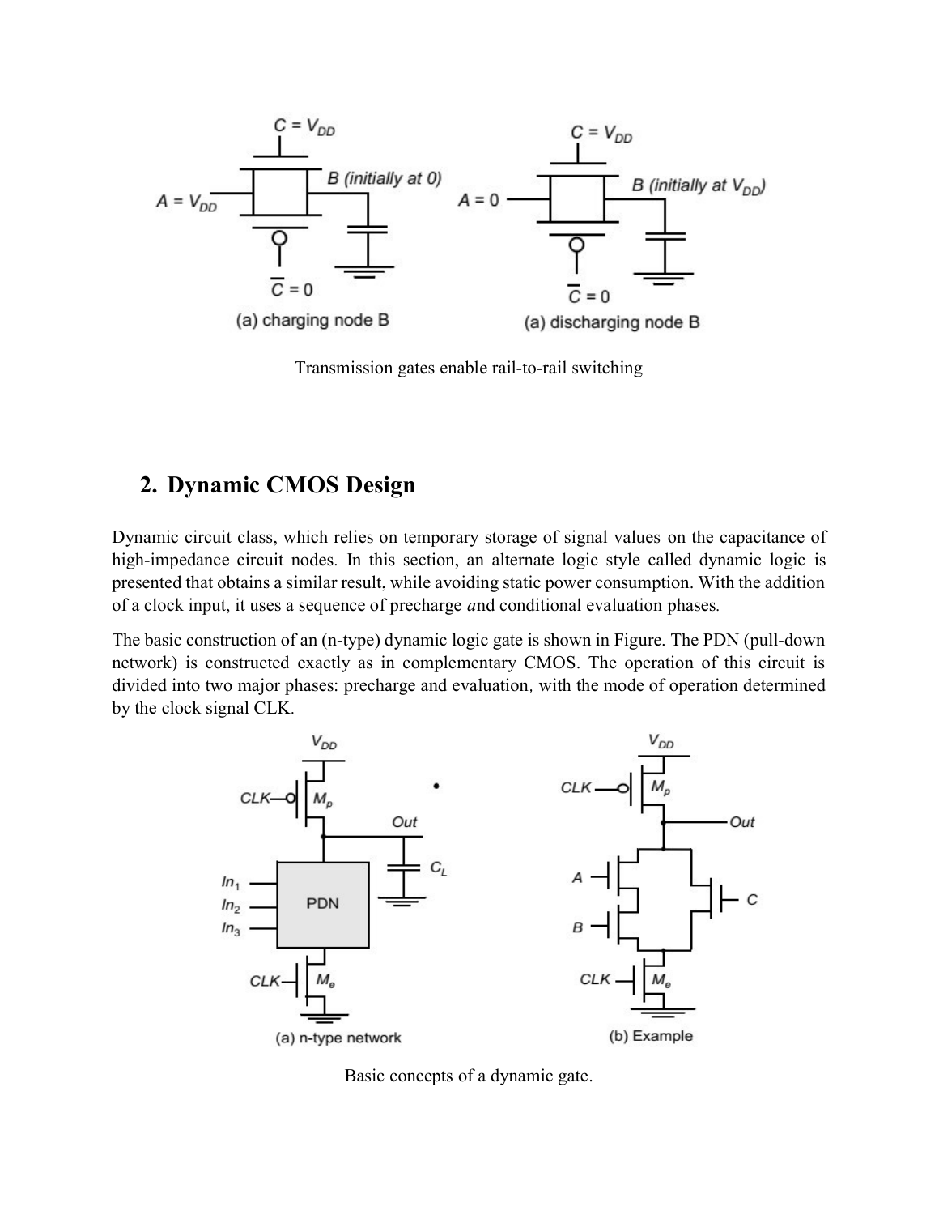Transmission gates enable rail-to-rail switching

## 2. Dynamic CMOS Design

Dynamic circuit class, which relies on temporary storage of signal values on the capacitance of high-impedance circuit nodes. In this section, an alternate logic style called dynamic logic is presented that obtains a similar result, while avoiding static power consumption. With the addition of a clock input, it uses a sequence of precharge *a*nd conditional evaluation phases.

The basic construction of an (n-type) dynamic logic gate is shown in Figure. The PDN (pull-down network) is constructed exactly as in complementary CMOS. The operation of this circuit is divided into two major phases: precharge and evaluation*,* with the mode of operation determined by the clock signal CLK.

Basic concepts of a dynamic gate.